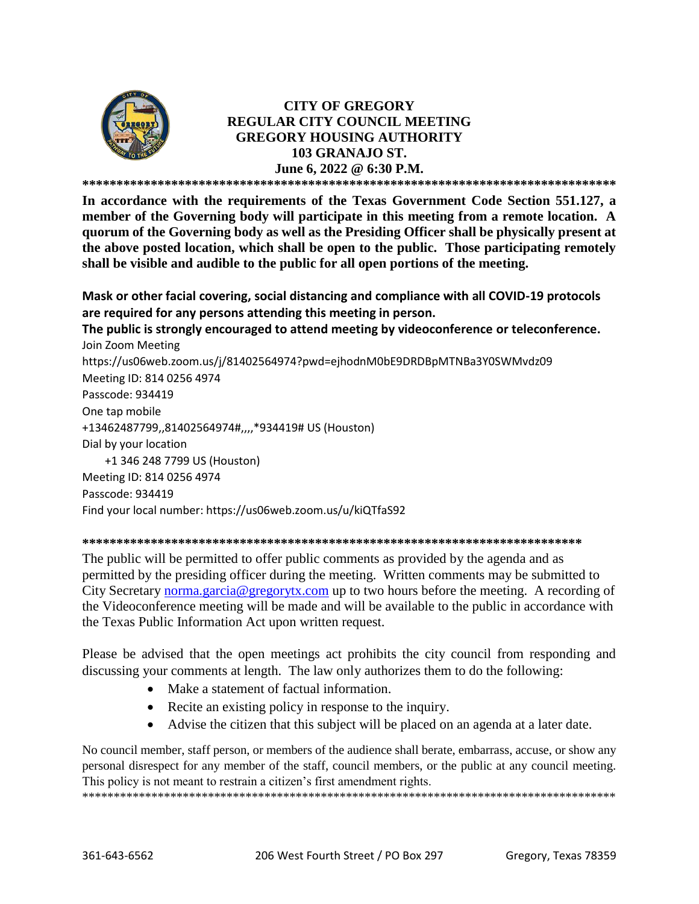# CITY OF GREGORY
## REGULAR CITY COUNCIL MEETING
## GREGORY HOUSING AUTHORITY
## 103 GRANAJO ST.
## June 6, 2022 @ 6:30 P.M.

*******************************************************************************

**In accordance with the requirements of the Texas Government Code Section 551.127, a member of the Governing body will participate in this meeting from a remote location. A quorum of the Governing body as well as the Presiding Officer shall be physically present at the above posted location, which shall be open to the public. Those participating remotely shall be visible and audible to the public for all open portions of the meeting.**

**Mask or other facial covering, social distancing and compliance with all COVID-19 protocols are required for any persons attending this meeting in person.**

**The public is strongly encouraged to attend meeting by videoconference or teleconference.**

Join Zoom Meeting
https://us06web.zoom.us/j/81402564974?pwd=ejhodnM0bE9DRDBpMTNBa3Y0SWMvdz09
Meeting ID: 814 0256 4974
Passcode: 934419
One tap mobile
+13462487799,,81402564974#,,,,*934419# US (Houston)
Dial by your location
+1 346 248 7799 US (Houston)
Meeting ID: 814 0256 4974
Passcode: 934419
Find your local number: https://us06web.zoom.us/u/kiQTfaS92

*******************************************************************************

The public will be permitted to offer public comments as provided by the agenda and as permitted by the presiding officer during the meeting. Written comments may be submitted to City Secretary norma.garcia@gregorytx.com up to two hours before the meeting. A recording of the Videoconference meeting will be made and will be available to the public in accordance with the Texas Public Information Act upon written request.

Please be advised that the open meetings act prohibits the city council from responding and discussing your comments at length. The law only authorizes them to do the following:

- Make a statement of factual information.
- Recite an existing policy in response to the inquiry.
- Advise the citizen that this subject will be placed on an agenda at a later date.

No council member, staff person, or members of the audience shall berate, embarrass, accuse, or show any personal disrespect for any member of the staff, council members, or the public at any council meeting. This policy is not meant to restrain a citizen's first amendment rights.

*******************************************************************************

361-643-6562 206 West Fourth Street / PO Box 297 Gregory, Texas 78359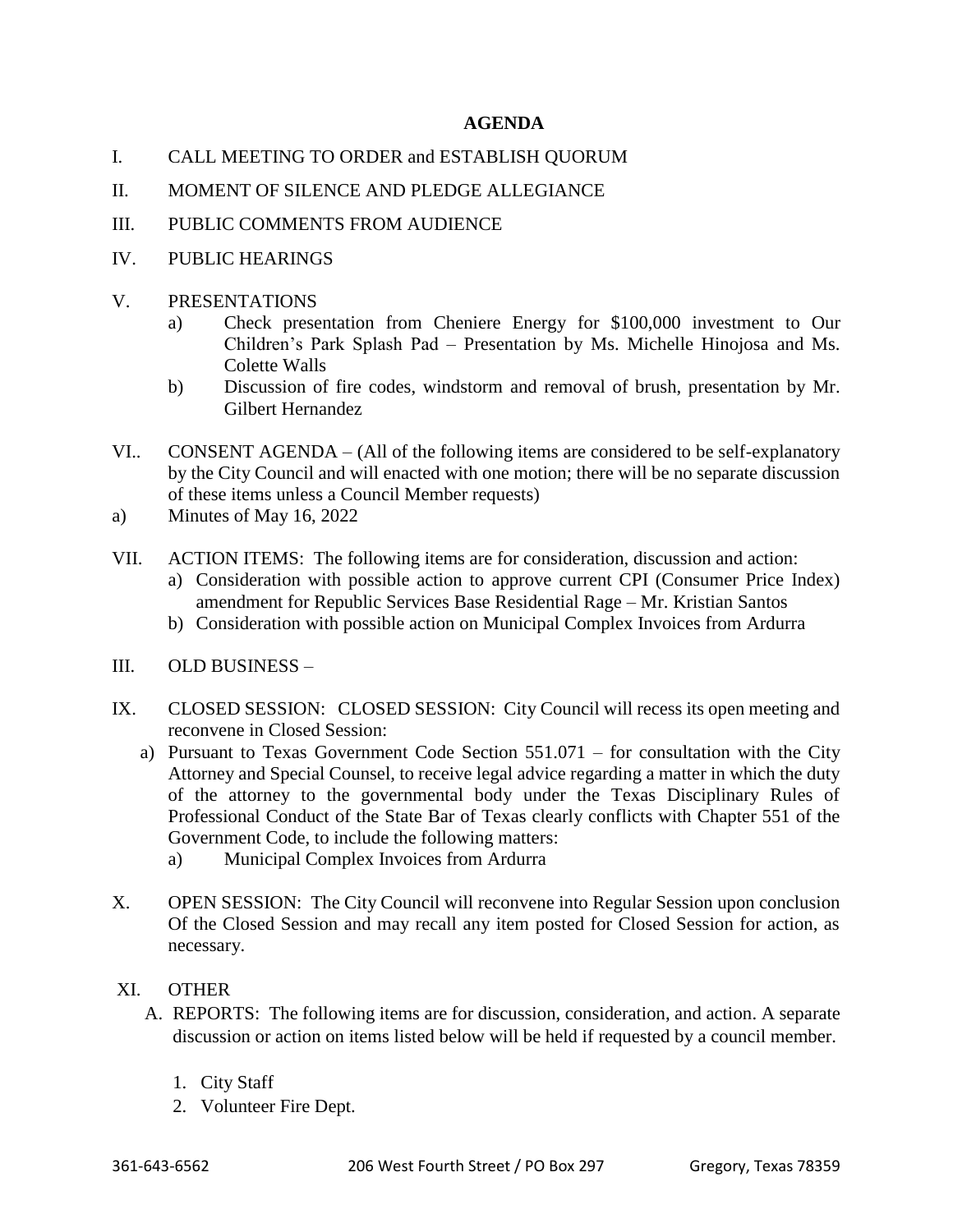**AGENDA**

I. CALL MEETING TO ORDER and ESTABLISH QUORUM

II. MOMENT OF SILENCE AND PLEDGE ALLEGIANCE

III. PUBLIC COMMENTS FROM AUDIENCE

IV. PUBLIC HEARINGS

V. PRESENTATIONS
   - a) Check presentation from Cheniere Energy for $100,000 investment to Our Children's Park Splash Pad – Presentation by Ms. Michelle Hinojosa and Ms. Colette Walls
   - b) Discussion of fire codes, windstorm and removal of brush, presentation by Mr. Gilbert Hernandez

VI.. CONSENT AGENDA – (All of the following items are considered to be self-explanatory by the City Council and will enacted with one motion; there will be no separate discussion of these items unless a Council Member requests)

a) Minutes of May 16, 2022

VII. ACTION ITEMS: The following items are for consideration, discussion and action:
   - a) Consideration with possible action to approve current CPI (Consumer Price Index) amendment for Republic Services Base Residential Rage – Mr. Kristian Santos
   - b) Consideration with possible action on Municipal Complex Invoices from Ardurra

III. OLD BUSINESS –

IX. CLOSED SESSION: CLOSED SESSION: City Council will recess its open meeting and reconvene in Closed Session:
   - a) Pursuant to Texas Government Code Section 551.071 – for consultation with the City Attorney and Special Counsel, to receive legal advice regarding a matter in which the duty of the attorney to the governmental body under the Texas Disciplinary Rules of Professional Conduct of the State Bar of Texas clearly conflicts with Chapter 551 of the Government Code, to include the following matters:
     - a) Municipal Complex Invoices from Ardurra

X. OPEN SESSION: The City Council will reconvene into Regular Session upon conclusion Of the Closed Session and may recall any item posted for Closed Session for action, as necessary.

XI. OTHER
   - A. REPORTS: The following items are for discussion, consideration, and action. A separate discussion or action on items listed below will be held if requested by a council member.
     1. City Staff
     2. Volunteer Fire Dept.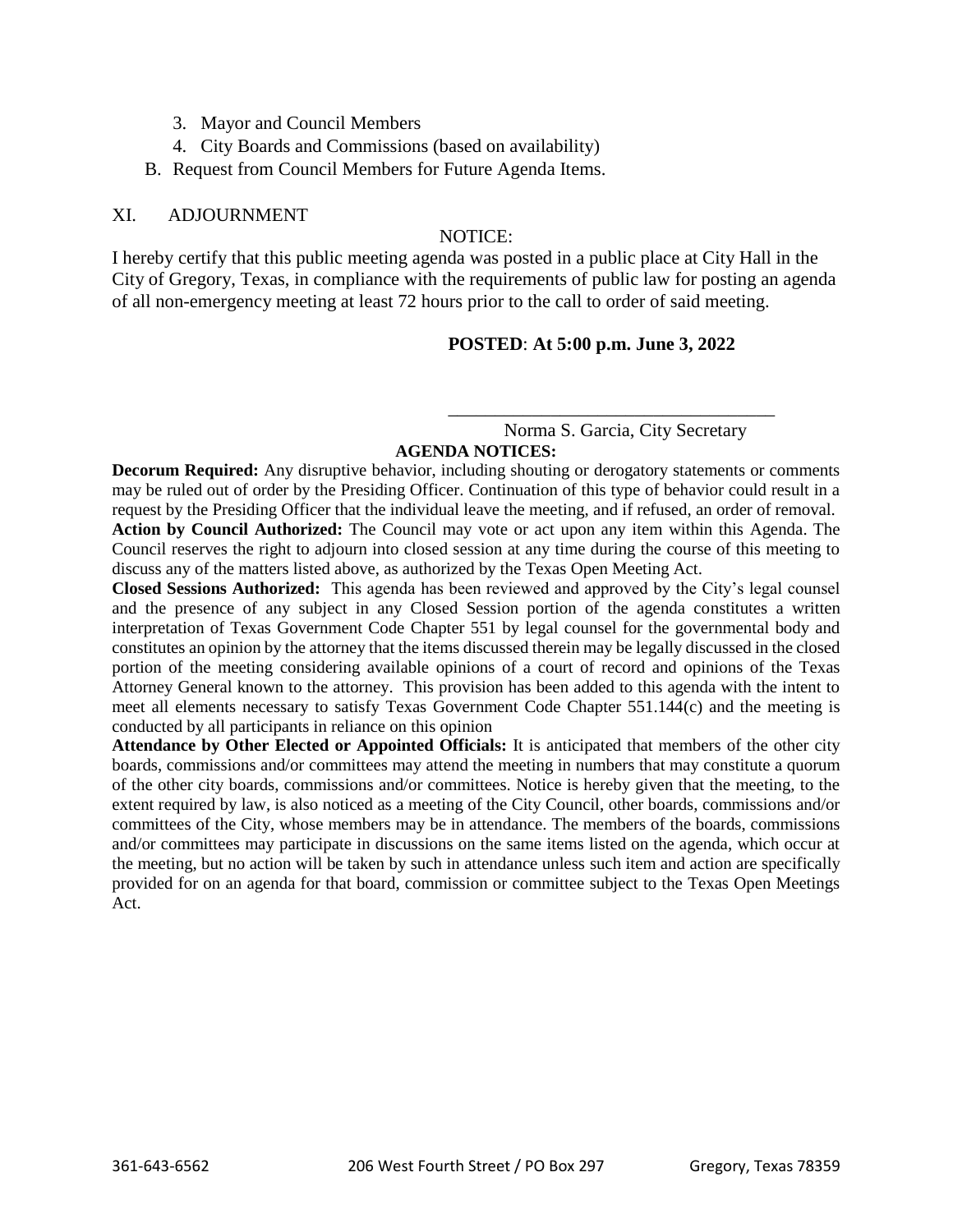3. Mayor and Council Members
4. City Boards and Commissions (based on availability)

B. Request from Council Members for Future Agenda Items.

XI. ADJOURNMENT

NOTICE:

I hereby certify that this public meeting agenda was posted in a public place at City Hall in the City of Gregory, Texas, in compliance with the requirements of public law for posting an agenda of all non-emergency meeting at least 72 hours prior to the call to order of said meeting.

**POSTED**: **At 5:00 p.m. June 3, 2022**

\_\_\_\_\_\_\_\_\_\_\_\_\_\_\_\_\_\_\_\_\_\_\_\_\_\_\_\_\_\_\_\_\_\_\_\_

Norma S. Garcia, City Secretary

**AGENDA NOTICES:**

**Decorum Required:** Any disruptive behavior, including shouting or derogatory statements or comments may be ruled out of order by the Presiding Officer. Continuation of this type of behavior could result in a request by the Presiding Officer that the individual leave the meeting, and if refused, an order of removal.

**Action by Council Authorized:** The Council may vote or act upon any item within this Agenda. The Council reserves the right to adjourn into closed session at any time during the course of this meeting to discuss any of the matters listed above, as authorized by the Texas Open Meeting Act.

**Closed Sessions Authorized:** This agenda has been reviewed and approved by the City's legal counsel and the presence of any subject in any Closed Session portion of the agenda constitutes a written interpretation of Texas Government Code Chapter 551 by legal counsel for the governmental body and constitutes an opinion by the attorney that the items discussed therein may be legally discussed in the closed portion of the meeting considering available opinions of a court of record and opinions of the Texas Attorney General known to the attorney. This provision has been added to this agenda with the intent to meet all elements necessary to satisfy Texas Government Code Chapter 551.144(c) and the meeting is conducted by all participants in reliance on this opinion

**Attendance by Other Elected or Appointed Officials:** It is anticipated that members of the other city boards, commissions and/or committees may attend the meeting in numbers that may constitute a quorum of the other city boards, commissions and/or committees. Notice is hereby given that the meeting, to the extent required by law, is also noticed as a meeting of the City Council, other boards, commissions and/or committees of the City, whose members may be in attendance. The members of the boards, commissions and/or committees may participate in discussions on the same items listed on the agenda, which occur at the meeting, but no action will be taken by such in attendance unless such item and action are specifically provided for on an agenda for that board, commission or committee subject to the Texas Open Meetings Act.